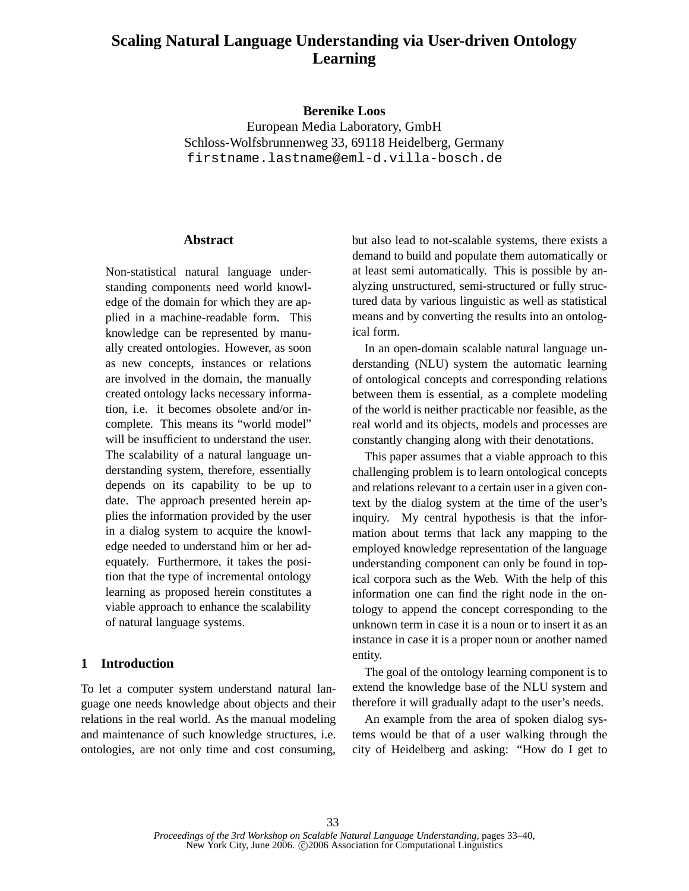# Scaling Natural Language Understanding via User-driven Ontology Learning

**Berenike Loos**
European Media Laboratory, GmbH
Schloss-Wolfsbrunnenweg 33, 69118 Heidelberg, Germany
firstname.lastname@eml-d.villa-bosch.de

## Abstract

Non-statistical natural language understanding components need world knowledge of the domain for which they are applied in a machine-readable form. This knowledge can be represented by manually created ontologies. However, as soon as new concepts, instances or relations are involved in the domain, the manually created ontology lacks necessary information, i.e. it becomes obsolete and/or incomplete. This means its "world model" will be insufficient to understand the user. The scalability of a natural language understanding system, therefore, essentially depends on its capability to be up to date. The approach presented herein applies the information provided by the user in a dialog system to acquire the knowledge needed to understand him or her adequately. Furthermore, it takes the position that the type of incremental ontology learning as proposed herein constitutes a viable approach to enhance the scalability of natural language systems.

## 1 Introduction

To let a computer system understand natural language one needs knowledge about objects and their relations in the real world. As the manual modeling and maintenance of such knowledge structures, i.e. ontologies, are not only time and cost consuming, but also lead to not-scalable systems, there exists a demand to build and populate them automatically or at least semi automatically. This is possible by analyzing unstructured, semi-structured or fully structured data by various linguistic as well as statistical means and by converting the results into an ontological form.

In an open-domain scalable natural language understanding (NLU) system the automatic learning of ontological concepts and corresponding relations between them is essential, as a complete modeling of the world is neither practicable nor feasible, as the real world and its objects, models and processes are constantly changing along with their denotations.

This paper assumes that a viable approach to this challenging problem is to learn ontological concepts and relations relevant to a certain user in a given context by the dialog system at the time of the user's inquiry. My central hypothesis is that the information about terms that lack any mapping to the employed knowledge representation of the language understanding component can only be found in topical corpora such as the Web. With the help of this information one can find the right node in the ontology to append the concept corresponding to the unknown term in case it is a noun or to insert it as an instance in case it is a proper noun or another named entity.

The goal of the ontology learning component is to extend the knowledge base of the NLU system and therefore it will gradually adapt to the user's needs.

An example from the area of spoken dialog systems would be that of a user walking through the city of Heidelberg and asking: "How do I get to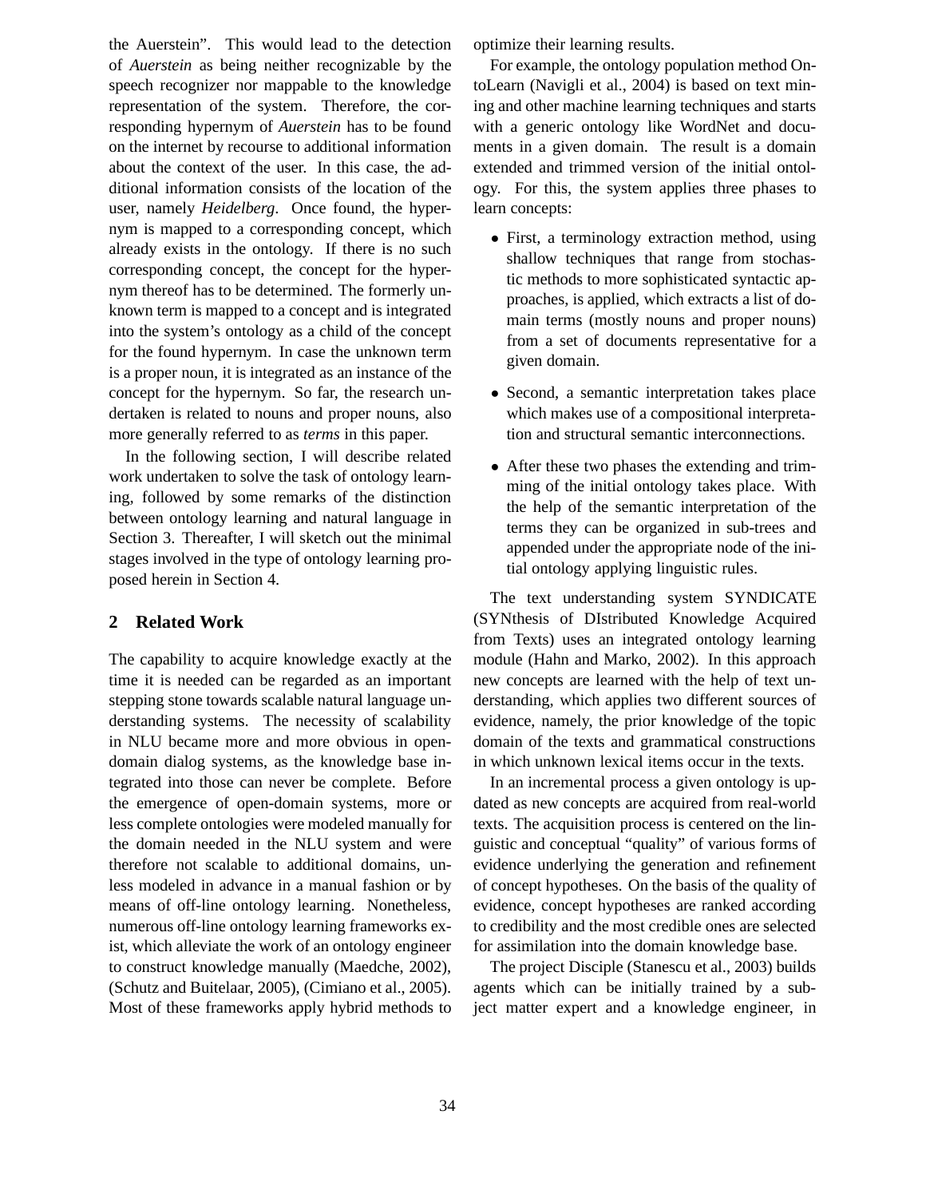the Auerstein". This would lead to the detection of *Auerstein* as being neither recognizable by the speech recognizer nor mappable to the knowledge representation of the system. Therefore, the corresponding hypernym of *Auerstein* has to be found on the internet by recourse to additional information about the context of the user. In this case, the additional information consists of the location of the user, namely *Heidelberg*. Once found, the hypernym is mapped to a corresponding concept, which already exists in the ontology. If there is no such corresponding concept, the concept for the hypernym thereof has to be determined. The formerly unknown term is mapped to a concept and is integrated into the system's ontology as a child of the concept for the found hypernym. In case the unknown term is a proper noun, it is integrated as an instance of the concept for the hypernym. So far, the research undertaken is related to nouns and proper nouns, also more generally referred to as *terms* in this paper.

In the following section, I will describe related work undertaken to solve the task of ontology learning, followed by some remarks of the distinction between ontology learning and natural language in Section 3. Thereafter, I will sketch out the minimal stages involved in the type of ontology learning proposed herein in Section 4.

## 2 Related Work

The capability to acquire knowledge exactly at the time it is needed can be regarded as an important stepping stone towards scalable natural language understanding systems. The necessity of scalability in NLU became more and more obvious in open-domain dialog systems, as the knowledge base integrated into those can never be complete. Before the emergence of open-domain systems, more or less complete ontologies were modeled manually for the domain needed in the NLU system and were therefore not scalable to additional domains, unless modeled in advance in a manual fashion or by means of off-line ontology learning. Nonetheless, numerous off-line ontology learning frameworks exist, which alleviate the work of an ontology engineer to construct knowledge manually (Maedche, 2002), (Schutz and Buitelaar, 2005), (Cimiano et al., 2005). Most of these frameworks apply hybrid methods to optimize their learning results.

For example, the ontology population method OntoLearn (Navigli et al., 2004) is based on text mining and other machine learning techniques and starts with a generic ontology like WordNet and documents in a given domain. The result is a domain extended and trimmed version of the initial ontology. For this, the system applies three phases to learn concepts:

- First, a terminology extraction method, using shallow techniques that range from stochastic methods to more sophisticated syntactic approaches, is applied, which extracts a list of domain terms (mostly nouns and proper nouns) from a set of documents representative for a given domain.
- Second, a semantic interpretation takes place which makes use of a compositional interpretation and structural semantic interconnections.
- After these two phases the extending and trimming of the initial ontology takes place. With the help of the semantic interpretation of the terms they can be organized in sub-trees and appended under the appropriate node of the initial ontology applying linguistic rules.

The text understanding system SYNDICATE (SYNthesis of DIstributed Knowledge Acquired from Texts) uses an integrated ontology learning module (Hahn and Marko, 2002). In this approach new concepts are learned with the help of text understanding, which applies two different sources of evidence, namely, the prior knowledge of the topic domain of the texts and grammatical constructions in which unknown lexical items occur in the texts.

In an incremental process a given ontology is updated as new concepts are acquired from real-world texts. The acquisition process is centered on the linguistic and conceptual "quality" of various forms of evidence underlying the generation and refinement of concept hypotheses. On the basis of the quality of evidence, concept hypotheses are ranked according to credibility and the most credible ones are selected for assimilation into the domain knowledge base.

The project Disciple (Stanescu et al., 2003) builds agents which can be initially trained by a subject matter expert and a knowledge engineer, in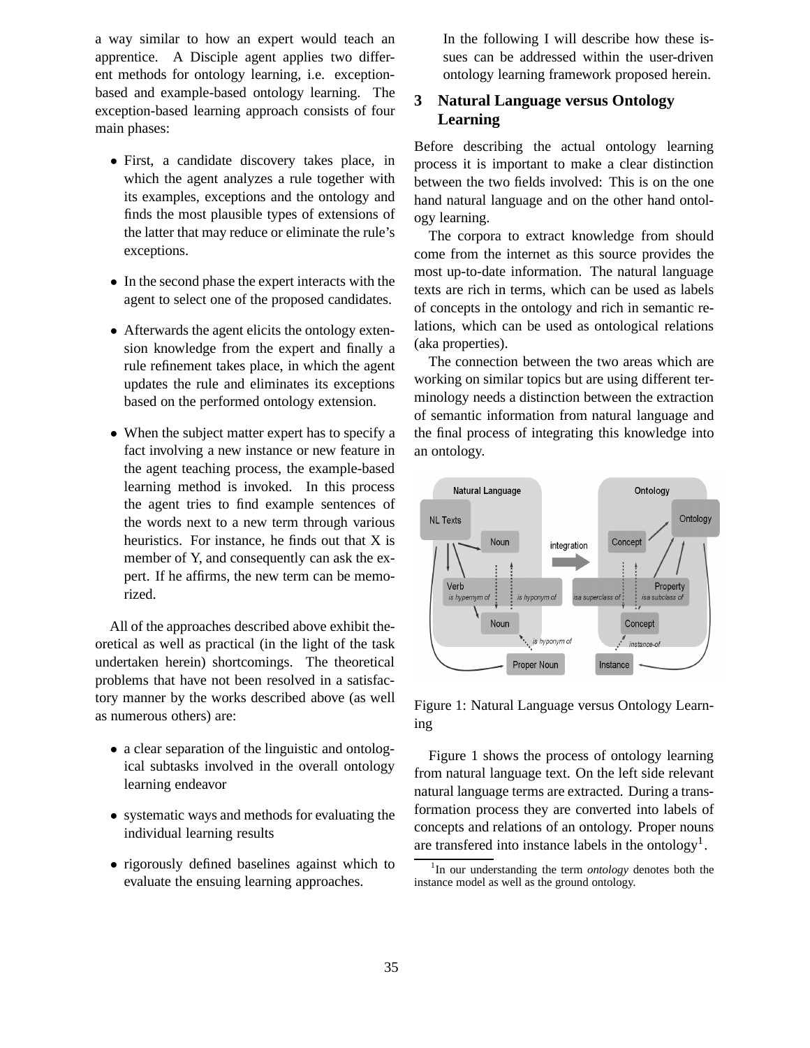a way similar to how an expert would teach an apprentice. A Disciple agent applies two different methods for ontology learning, i.e. exception-based and example-based ontology learning. The exception-based learning approach consists of four main phases:

- First, a candidate discovery takes place, in which the agent analyzes a rule together with its examples, exceptions and the ontology and finds the most plausible types of extensions of the latter that may reduce or eliminate the rule's exceptions.
- In the second phase the expert interacts with the agent to select one of the proposed candidates.
- Afterwards the agent elicits the ontology extension knowledge from the expert and finally a rule refinement takes place, in which the agent updates the rule and eliminates its exceptions based on the performed ontology extension.
- When the subject matter expert has to specify a fact involving a new instance or new feature in the agent teaching process, the example-based learning method is invoked. In this process the agent tries to find example sentences of the words next to a new term through various heuristics. For instance, he finds out that X is member of Y, and consequently can ask the expert. If he affirms, the new term can be memorized.

All of the approaches described above exhibit theoretical as well as practical (in the light of the task undertaken herein) shortcomings. The theoretical problems that have not been resolved in a satisfactory manner by the works described above (as well as numerous others) are:

- a clear separation of the linguistic and ontological subtasks involved in the overall ontology learning endeavor
- systematic ways and methods for evaluating the individual learning results
- rigorously defined baselines against which to evaluate the ensuing learning approaches.

In the following I will describe how these issues can be addressed within the user-driven ontology learning framework proposed herein.

## 3 Natural Language versus Ontology Learning

Before describing the actual ontology learning process it is important to make a clear distinction between the two fields involved: This is on the one hand natural language and on the other hand ontology learning.

The corpora to extract knowledge from should come from the internet as this source provides the most up-to-date information. The natural language texts are rich in terms, which can be used as labels of concepts in the ontology and rich in semantic relations, which can be used as ontological relations (aka properties).

The connection between the two areas which are working on similar topics but are using different terminology needs a distinction between the extraction of semantic information from natural language and the final process of integrating this knowledge into an ontology.

Figure 1: Natural Language versus Ontology Learning

Figure 1 shows the process of ontology learning from natural language text. On the left side relevant natural language terms are extracted. During a transformation process they are converted into labels of concepts and relations of an ontology. Proper nouns are transfered into instance labels in the ontology[1].

[1]In our understanding the term *ontology* denotes both the instance model as well as the ground ontology.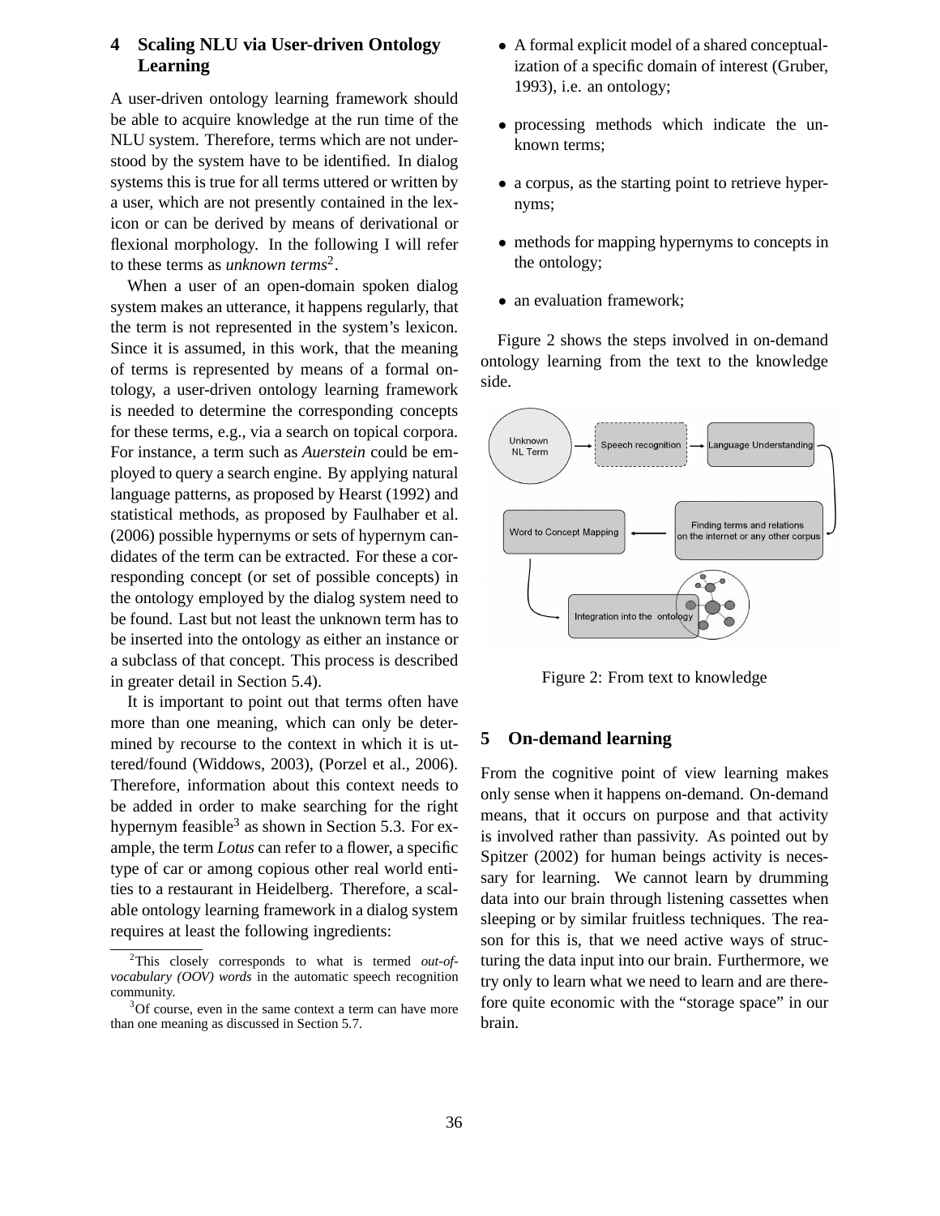## 4 Scaling NLU via User-driven Ontology Learning

A user-driven ontology learning framework should be able to acquire knowledge at the run time of the NLU system. Therefore, terms which are not understood by the system have to be identified. In dialog systems this is true for all terms uttered or written by a user, which are not presently contained in the lexicon or can be derived by means of derivational or flexional morphology. In the following I will refer to these terms as *unknown terms*[2].

When a user of an open-domain spoken dialog system makes an utterance, it happens regularly, that the term is not represented in the system's lexicon. Since it is assumed, in this work, that the meaning of terms is represented by means of a formal ontology, a user-driven ontology learning framework is needed to determine the corresponding concepts for these terms, e.g., via a search on topical corpora. For instance, a term such as *Auerstein* could be employed to query a search engine. By applying natural language patterns, as proposed by Hearst (1992) and statistical methods, as proposed by Faulhaber et al. (2006) possible hypernyms or sets of hypernym candidates of the term can be extracted. For these a corresponding concept (or set of possible concepts) in the ontology employed by the dialog system need to be found. Last but not least the unknown term has to be inserted into the ontology as either an instance or a subclass of that concept. This process is described in greater detail in Section 5.4).

It is important to point out that terms often have more than one meaning, which can only be determined by recourse to the context in which it is uttered/found (Widdows, 2003), (Porzel et al., 2006). Therefore, information about this context needs to be added in order to make searching for the right hypernym feasible[3] as shown in Section 5.3. For example, the term *Lotus* can refer to a flower, a specific type of car or among copious other real world entities to a restaurant in Heidelberg. Therefore, a scalable ontology learning framework in a dialog system requires at least the following ingredients:

- A formal explicit model of a shared conceptualization of a specific domain of interest (Gruber, 1993), i.e. an ontology;
- processing methods which indicate the unknown terms;
- a corpus, as the starting point to retrieve hypernyms;
- methods for mapping hypernyms to concepts in the ontology;
- an evaluation framework;

Figure 2 shows the steps involved in on-demand ontology learning from the text to the knowledge side.

Figure 2: From text to knowledge

## 5 On-demand learning

From the cognitive point of view learning makes only sense when it happens on-demand. On-demand means, that it occurs on purpose and that activity is involved rather than passivity. As pointed out by Spitzer (2002) for human beings activity is necessary for learning. We cannot learn by drumming data into our brain through listening cassettes when sleeping or by similar fruitless techniques. The reason for this is, that we need active ways of structuring the data input into our brain. Furthermore, we try only to learn what we need to learn and are therefore quite economic with the "storage space" in our brain.

[2] This closely corresponds to what is termed *out-of-vocabulary (OOV) words* in the automatic speech recognition community.

[3] Of course, even in the same context a term can have more than one meaning as discussed in Section 5.7.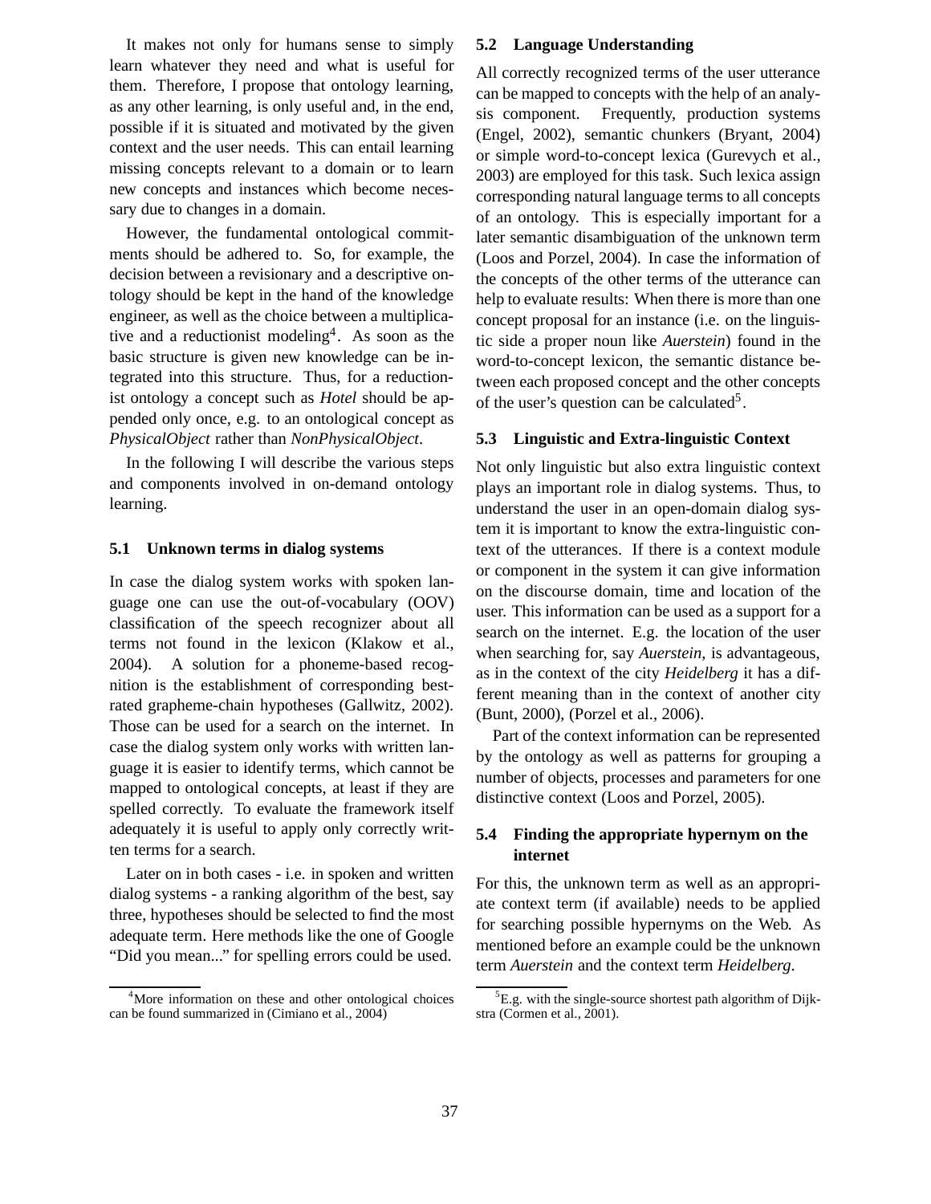It makes not only for humans sense to simply learn whatever they need and what is useful for them. Therefore, I propose that ontology learning, as any other learning, is only useful and, in the end, possible if it is situated and motivated by the given context and the user needs. This can entail learning missing concepts relevant to a domain or to learn new concepts and instances which become necessary due to changes in a domain.

However, the fundamental ontological commitments should be adhered to. So, for example, the decision between a revisionary and a descriptive ontology should be kept in the hand of the knowledge engineer, as well as the choice between a multiplicative and a reductionist modeling[4]. As soon as the basic structure is given new knowledge can be integrated into this structure. Thus, for a reductionist ontology a concept such as *Hotel* should be appended only once, e.g. to an ontological concept as *PhysicalObject* rather than *NonPhysicalObject*.

In the following I will describe the various steps and components involved in on-demand ontology learning.

### 5.1 Unknown terms in dialog systems

In case the dialog system works with spoken language one can use the out-of-vocabulary (OOV) classification of the speech recognizer about all terms not found in the lexicon (Klakow et al., 2004). A solution for a phoneme-based recognition is the establishment of corresponding best-rated grapheme-chain hypotheses (Gallwitz, 2002). Those can be used for a search on the internet. In case the dialog system only works with written language it is easier to identify terms, which cannot be mapped to ontological concepts, at least if they are spelled correctly. To evaluate the framework itself adequately it is useful to apply only correctly written terms for a search.

Later on in both cases - i.e. in spoken and written dialog systems - a ranking algorithm of the best, say three, hypotheses should be selected to find the most adequate term. Here methods like the one of Google "Did you mean..." for spelling errors could be used.

[4] More information on these and other ontological choices can be found summarized in (Cimiano et al., 2004)

### 5.2 Language Understanding

All correctly recognized terms of the user utterance can be mapped to concepts with the help of an analysis component. Frequently, production systems (Engel, 2002), semantic chunkers (Bryant, 2004) or simple word-to-concept lexica (Gurevych et al., 2003) are employed for this task. Such lexica assign corresponding natural language terms to all concepts of an ontology. This is especially important for a later semantic disambiguation of the unknown term (Loos and Porzel, 2004). In case the information of the concepts of the other terms of the utterance can help to evaluate results: When there is more than one concept proposal for an instance (i.e. on the linguistic side a proper noun like *Auerstein*) found in the word-to-concept lexicon, the semantic distance between each proposed concept and the other concepts of the user's question can be calculated[5].

### 5.3 Linguistic and Extra-linguistic Context

Not only linguistic but also extra linguistic context plays an important role in dialog systems. Thus, to understand the user in an open-domain dialog system it is important to know the extra-linguistic context of the utterances. If there is a context module or component in the system it can give information on the discourse domain, time and location of the user. This information can be used as a support for a search on the internet. E.g. the location of the user when searching for, say *Auerstein*, is advantageous, as in the context of the city *Heidelberg* it has a different meaning than in the context of another city (Bunt, 2000), (Porzel et al., 2006).

Part of the context information can be represented by the ontology as well as patterns for grouping a number of objects, processes and parameters for one distinctive context (Loos and Porzel, 2005).

### 5.4 Finding the appropriate hypernym on the internet

For this, the unknown term as well as an appropriate context term (if available) needs to be applied for searching possible hypernyms on the Web. As mentioned before an example could be the unknown term *Auerstein* and the context term *Heidelberg*.

[5] E.g. with the single-source shortest path algorithm of Dijkstra (Cormen et al., 2001).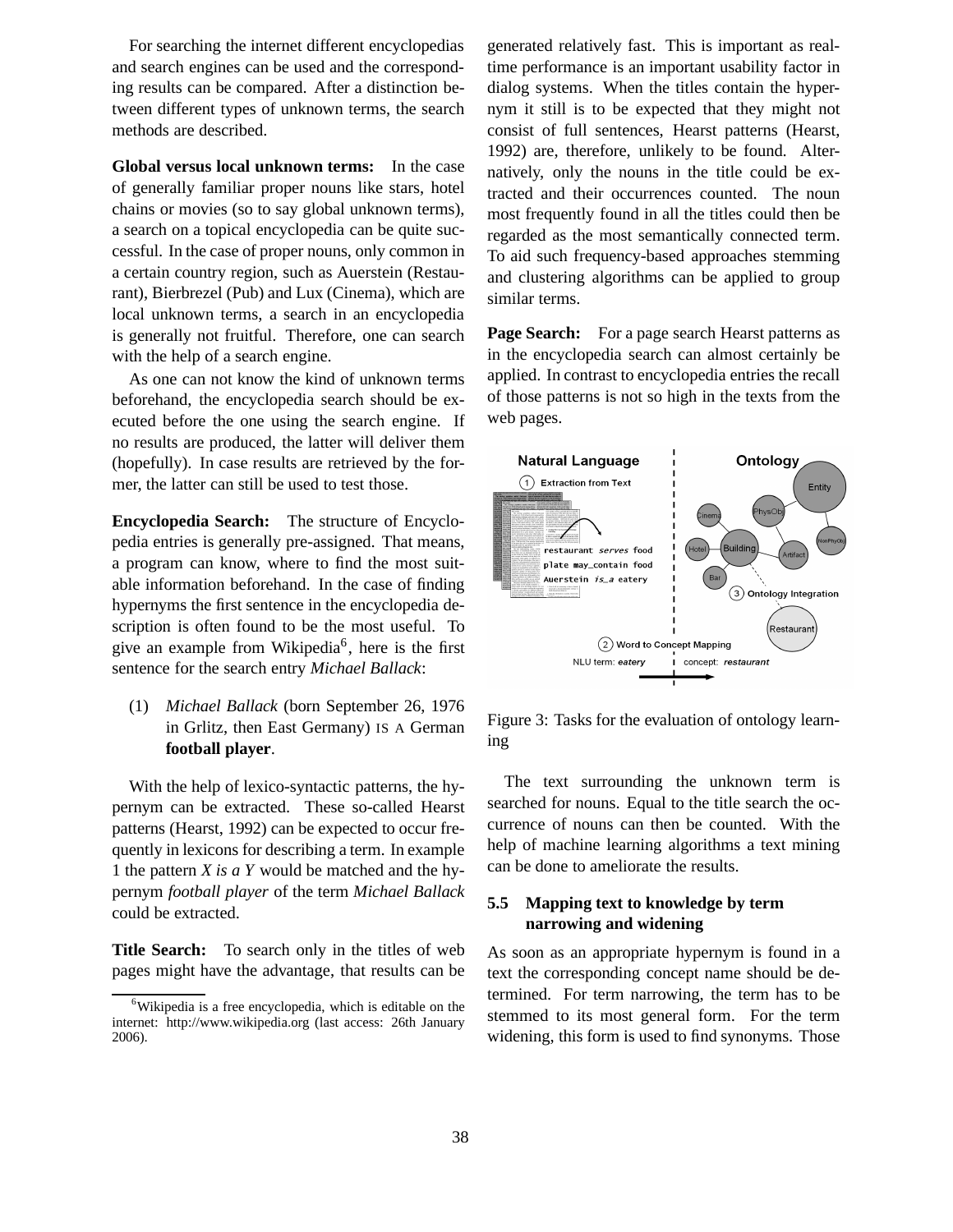For searching the internet different encyclopedias and search engines can be used and the corresponding results can be compared. After a distinction between different types of unknown terms, the search methods are described.

**Global versus local unknown terms:** In the case of generally familiar proper nouns like stars, hotel chains or movies (so to say global unknown terms), a search on a topical encyclopedia can be quite successful. In the case of proper nouns, only common in a certain country region, such as Auerstein (Restaurant), Bierbrezel (Pub) and Lux (Cinema), which are local unknown terms, a search in an encyclopedia is generally not fruitful. Therefore, one can search with the help of a search engine.

As one can not know the kind of unknown terms beforehand, the encyclopedia search should be executed before the one using the search engine. If no results are produced, the latter will deliver them (hopefully). In case results are retrieved by the former, the latter can still be used to test those.

**Encyclopedia Search:** The structure of Encyclopedia entries is generally pre-assigned. That means, a program can know, where to find the most suitable information beforehand. In the case of finding hypernyms the first sentence in the encyclopedia description is often found to be the most useful. To give an example from Wikipedia[6], here is the first sentence for the search entry *Michael Ballack*:

(1) *Michael Ballack* (born September 26, 1976 in Grlitz, then East Germany) IS A German **football player**.

With the help of lexico-syntactic patterns, the hypernym can be extracted. These so-called Hearst patterns (Hearst, 1992) can be expected to occur frequently in lexicons for describing a term. In example 1 the pattern *X is a Y* would be matched and the hypernym *football player* of the term *Michael Ballack* could be extracted.

**Title Search:** To search only in the titles of web pages might have the advantage, that results can be generated relatively fast. This is important as real-time performance is an important usability factor in dialog systems. When the titles contain the hypernym it still is to be expected that they might not consist of full sentences, Hearst patterns (Hearst, 1992) are, therefore, unlikely to be found. Alternatively, only the nouns in the title could be extracted and their occurrences counted. The noun most frequently found in all the titles could then be regarded as the most semantically connected term. To aid such frequency-based approaches stemming and clustering algorithms can be applied to group similar terms.

**Page Search:** For a page search Hearst patterns as in the encyclopedia search can almost certainly be applied. In contrast to encyclopedia entries the recall of those patterns is not so high in the texts from the web pages.

Figure 3: Tasks for the evaluation of ontology learning

The text surrounding the unknown term is searched for nouns. Equal to the title search the occurrence of nouns can then be counted. With the help of machine learning algorithms a text mining can be done to ameliorate the results.

### 5.5 Mapping text to knowledge by term narrowing and widening

As soon as an appropriate hypernym is found in a text the corresponding concept name should be determined. For term narrowing, the term has to be stemmed to its most general form. For the term widening, this form is used to find synonyms. Those

[6] Wikipedia is a free encyclopedia, which is editable on the internet: http://www.wikipedia.org (last access: 26th January 2006).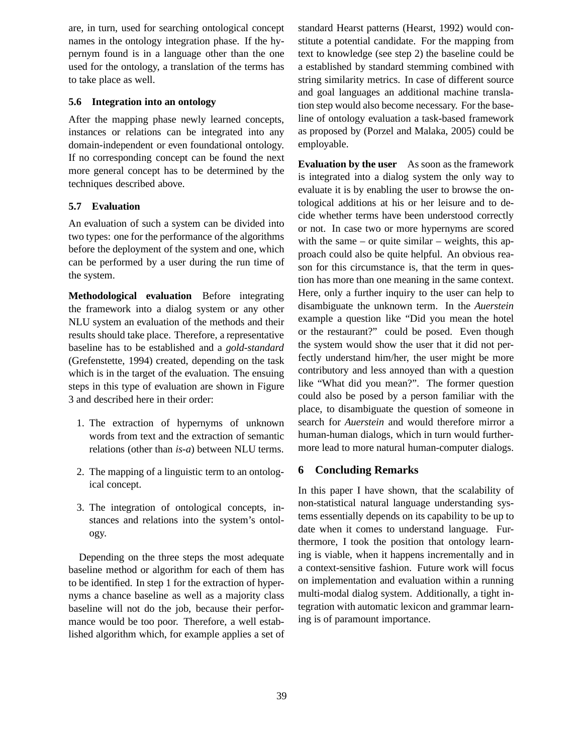are, in turn, used for searching ontological concept names in the ontology integration phase. If the hypernym found is in a language other than the one used for the ontology, a translation of the terms has to take place as well.

### 5.6 Integration into an ontology

After the mapping phase newly learned concepts, instances or relations can be integrated into any domain-independent or even foundational ontology. If no corresponding concept can be found the next more general concept has to be determined by the techniques described above.

### 5.7 Evaluation

An evaluation of such a system can be divided into two types: one for the performance of the algorithms before the deployment of the system and one, which can be performed by a user during the run time of the system.

**Methodological evaluation** Before integrating the framework into a dialog system or any other NLU system an evaluation of the methods and their results should take place. Therefore, a representative baseline has to be established and a *gold-standard* (Grefenstette, 1994) created, depending on the task which is in the target of the evaluation. The ensuing steps in this type of evaluation are shown in Figure 3 and described here in their order:

1. The extraction of hypernyms of unknown words from text and the extraction of semantic relations (other than *is-a*) between NLU terms.
2. The mapping of a linguistic term to an ontological concept.
3. The integration of ontological concepts, instances and relations into the system's ontology.

Depending on the three steps the most adequate baseline method or algorithm for each of them has to be identified. In step 1 for the extraction of hypernyms a chance baseline as well as a majority class baseline will not do the job, because their performance would be too poor. Therefore, a well established algorithm which, for example applies a set of standard Hearst patterns (Hearst, 1992) would constitute a potential candidate. For the mapping from text to knowledge (see step 2) the baseline could be a established by standard stemming combined with string similarity metrics. In case of different source and goal languages an additional machine translation step would also become necessary. For the baseline of ontology evaluation a task-based framework as proposed by (Porzel and Malaka, 2005) could be employable.

**Evaluation by the user** As soon as the framework is integrated into a dialog system the only way to evaluate it is by enabling the user to browse the ontological additions at his or her leisure and to decide whether terms have been understood correctly or not. In case two or more hypernyms are scored with the same – or quite similar – weights, this approach could also be quite helpful. An obvious reason for this circumstance is, that the term in question has more than one meaning in the same context. Here, only a further inquiry to the user can help to disambiguate the unknown term. In the *Auerstein* example a question like “Did you mean the hotel or the restaurant?” could be posed. Even though the system would show the user that it did not perfectly understand him/her, the user might be more contributory and less annoyed than with a question like “What did you mean?”. The former question could also be posed by a person familiar with the place, to disambiguate the question of someone in search for *Auerstein* and would therefore mirror a human-human dialogs, which in turn would furthermore lead to more natural human-computer dialogs.

## 6 Concluding Remarks

In this paper I have shown, that the scalability of non-statistical natural language understanding systems essentially depends on its capability to be up to date when it comes to understand language. Furthermore, I took the position that ontology learning is viable, when it happens incrementally and in a context-sensitive fashion. Future work will focus on implementation and evaluation within a running multi-modal dialog system. Additionally, a tight integration with automatic lexicon and grammar learning is of paramount importance.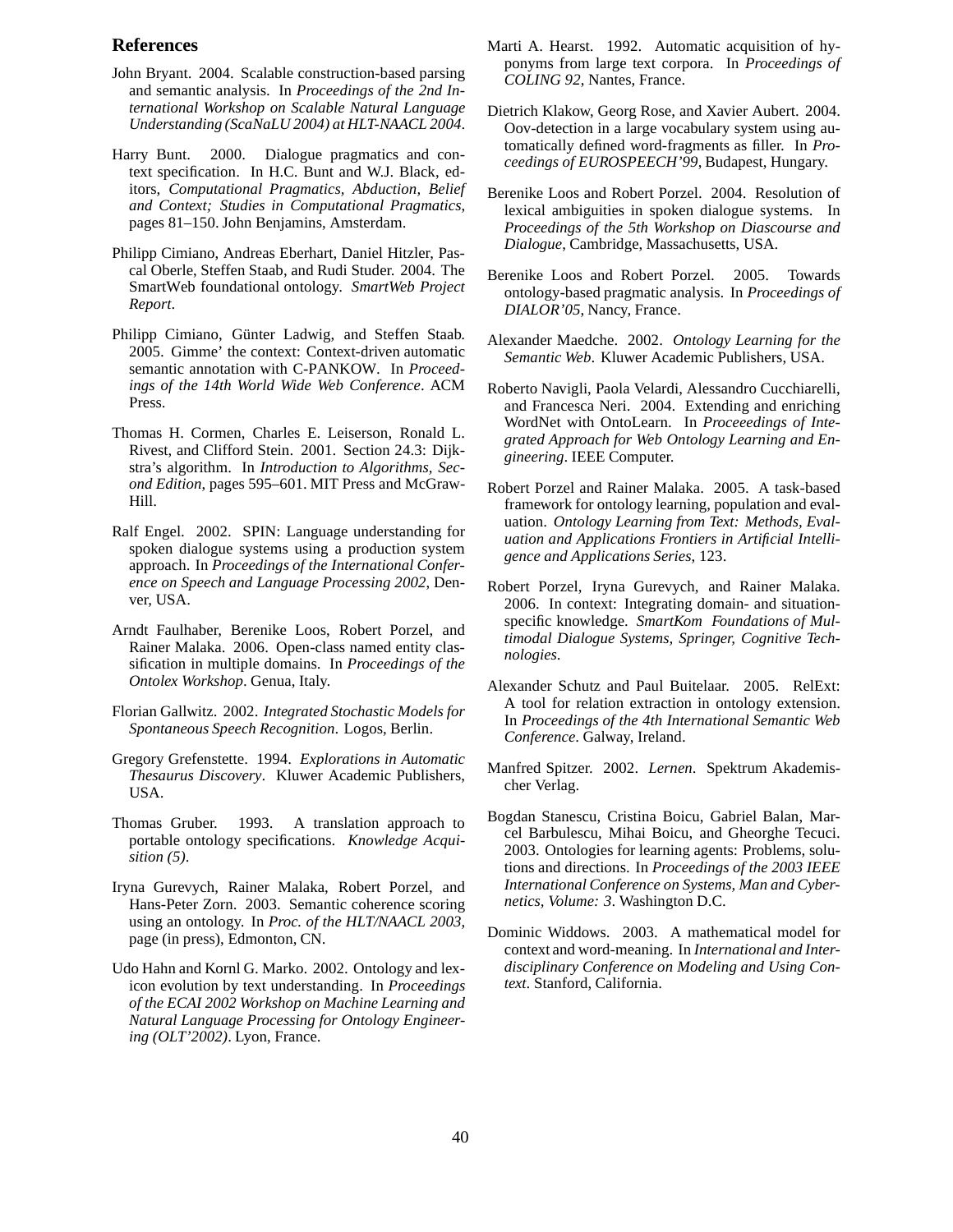## References

John Bryant. 2004. Scalable construction-based parsing and semantic analysis. In *Proceedings of the 2nd International Workshop on Scalable Natural Language Understanding (ScaNaLU 2004) at HLT-NAACL 2004*.

Harry Bunt. 2000. Dialogue pragmatics and context specification. In H.C. Bunt and W.J. Black, editors, *Computational Pragmatics, Abduction, Belief and Context; Studies in Computational Pragmatics*, pages 81–150. John Benjamins, Amsterdam.

Philipp Cimiano, Andreas Eberhart, Daniel Hitzler, Pascal Oberle, Steffen Staab, and Rudi Studer. 2004. The SmartWeb foundational ontology. *SmartWeb Project Report*.

Philipp Cimiano, Günter Ladwig, and Steffen Staab. 2005. Gimme' the context: Context-driven automatic semantic annotation with C-PANKOW. In *Proceedings of the 14th World Wide Web Conference*. ACM Press.

Thomas H. Cormen, Charles E. Leiserson, Ronald L. Rivest, and Clifford Stein. 2001. Section 24.3: Dijkstra's algorithm. In *Introduction to Algorithms, Second Edition*, pages 595–601. MIT Press and McGraw-Hill.

Ralf Engel. 2002. SPIN: Language understanding for spoken dialogue systems using a production system approach. In *Proceedings of the International Conference on Speech and Language Processing 2002*, Denver, USA.

Arndt Faulhaber, Berenike Loos, Robert Porzel, and Rainer Malaka. 2006. Open-class named entity classification in multiple domains. In *Proceedings of the Ontolex Workshop*. Genua, Italy.

Florian Gallwitz. 2002. *Integrated Stochastic Models for Spontaneous Speech Recognition*. Logos, Berlin.

Gregory Grefenstette. 1994. *Explorations in Automatic Thesaurus Discovery*. Kluwer Academic Publishers, USA.

Thomas Gruber. 1993. A translation approach to portable ontology specifications. *Knowledge Acquisition (5)*.

Iryna Gurevych, Rainer Malaka, Robert Porzel, and Hans-Peter Zorn. 2003. Semantic coherence scoring using an ontology. In *Proc. of the HLT/NAACL 2003*, page (in press), Edmonton, CN.

Udo Hahn and Kornl G. Marko. 2002. Ontology and lexicon evolution by text understanding. In *Proceedings of the ECAI 2002 Workshop on Machine Learning and Natural Language Processing for Ontology Engineering (OLT'2002)*. Lyon, France.

Marti A. Hearst. 1992. Automatic acquisition of hyponyms from large text corpora. In *Proceedings of COLING 92*, Nantes, France.

Dietrich Klakow, Georg Rose, and Xavier Aubert. 2004. Oov-detection in a large vocabulary system using automatically defined word-fragments as filler. In *Proceedings of EUROSPEECH'99*, Budapest, Hungary.

Berenike Loos and Robert Porzel. 2004. Resolution of lexical ambiguities in spoken dialogue systems. In *Proceedings of the 5th Workshop on Diascourse and Dialogue*, Cambridge, Massachusetts, USA.

Berenike Loos and Robert Porzel. 2005. Towards ontology-based pragmatic analysis. In *Proceedings of DIALOR'05*, Nancy, France.

Alexander Maedche. 2002. *Ontology Learning for the Semantic Web*. Kluwer Academic Publishers, USA.

Roberto Navigli, Paola Velardi, Alessandro Cucchiarelli, and Francesca Neri. 2004. Extending and enriching WordNet with OntoLearn. In *Proceeedings of Integrated Approach for Web Ontology Learning and Engineering*. IEEE Computer.

Robert Porzel and Rainer Malaka. 2005. A task-based framework for ontology learning, population and evaluation. *Ontology Learning from Text: Methods, Evaluation and Applications Frontiers in Artificial Intelligence and Applications Series*, 123.

Robert Porzel, Iryna Gurevych, and Rainer Malaka. 2006. In context: Integrating domain- and situation-specific knowledge. *SmartKom Foundations of Multimodal Dialogue Systems, Springer, Cognitive Technologies*.

Alexander Schutz and Paul Buitelaar. 2005. RelExt: A tool for relation extraction in ontology extension. In *Proceedings of the 4th International Semantic Web Conference*. Galway, Ireland.

Manfred Spitzer. 2002. *Lernen*. Spektrum Akademischer Verlag.

Bogdan Stanescu, Cristina Boicu, Gabriel Balan, Marcel Barbulescu, Mihai Boicu, and Gheorghe Tecuci. 2003. Ontologies for learning agents: Problems, solutions and directions. In *Proceedings of the 2003 IEEE International Conference on Systems, Man and Cybernetics, Volume: 3*. Washington D.C.

Dominic Widdows. 2003. A mathematical model for context and word-meaning. In *International and Interdisciplinary Conference on Modeling and Using Context*. Stanford, California.